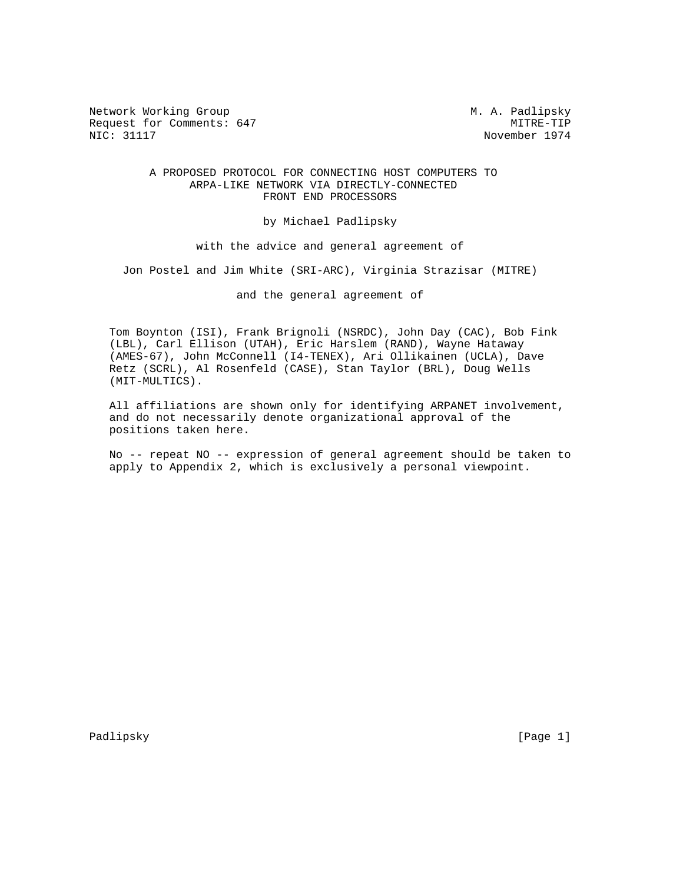Network Working Group M. A. Padlipsky
Request for Comments: 647 MITRE-TIP
NIC: 31117 November 1974

# A PROPOSED PROTOCOL FOR CONNECTING HOST COMPUTERS TO ARPA-LIKE NETWORK VIA DIRECTLY-CONNECTED FRONT END PROCESSORS

by Michael Padlipsky

with the advice and general agreement of

Jon Postel and Jim White (SRI-ARC), Virginia Strazisar (MITRE)

and the general agreement of

Tom Boynton (ISI), Frank Brignoli (NSRDC), John Day (CAC), Bob Fink (LBL), Carl Ellison (UTAH), Eric Harslem (RAND), Wayne Hataway (AMES-67), John McConnell (I4-TENEX), Ari Ollikainen (UCLA), Dave Retz (SCRL), Al Rosenfeld (CASE), Stan Taylor (BRL), Doug Wells (MIT-MULTICS).

All affiliations are shown only for identifying ARPANET involvement, and do not necessarily denote organizational approval of the positions taken here.

No -- repeat NO -- expression of general agreement should be taken to apply to Appendix 2, which is exclusively a personal viewpoint.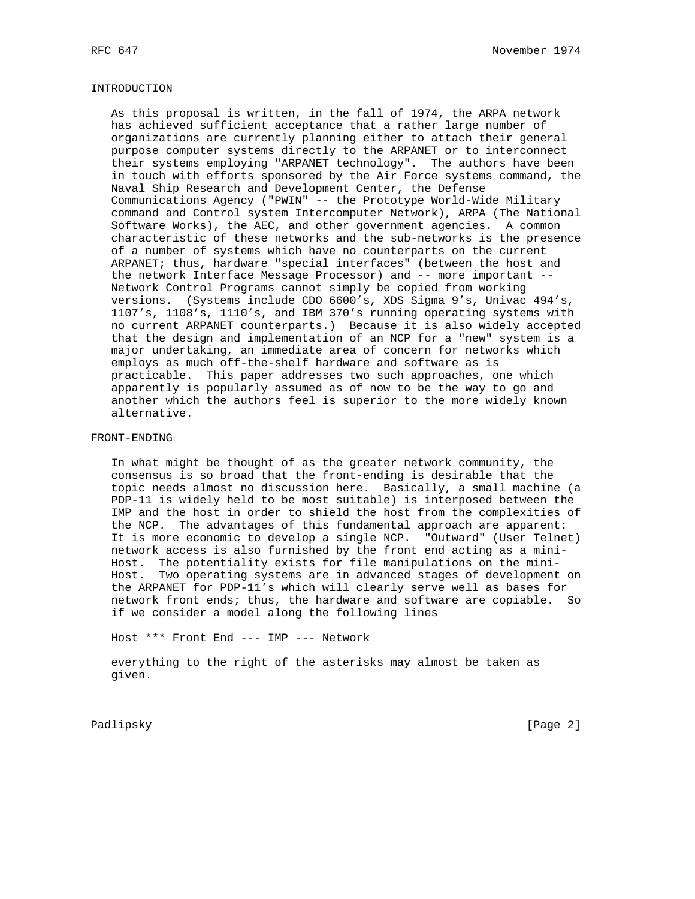## INTRODUCTION

As this proposal is written, in the fall of 1974, the ARPA network has achieved sufficient acceptance that a rather large number of organizations are currently planning either to attach their general purpose computer systems directly to the ARPANET or to interconnect their systems employing "ARPANET technology". The authors have been in touch with efforts sponsored by the Air Force systems command, the Naval Ship Research and Development Center, the Defense Communications Agency ("PWIN" -- the Prototype World-Wide Military command and Control system Intercomputer Network), ARPA (The National Software Works), the AEC, and other government agencies. A common characteristic of these networks and the sub-networks is the presence of a number of systems which have no counterparts on the current ARPANET; thus, hardware "special interfaces" (between the host and the network Interface Message Processor) and -- more important -- Network Control Programs cannot simply be copied from working versions. (Systems include CDO 6600's, XDS Sigma 9's, Univac 494's, 1107's, 1108's, 1110's, and IBM 370's running operating systems with no current ARPANET counterparts.) Because it is also widely accepted that the design and implementation of an NCP for a "new" system is a major undertaking, an immediate area of concern for networks which employs as much off-the-shelf hardware and software as is practicable. This paper addresses two such approaches, one which apparently is popularly assumed as of now to be the way to go and another which the authors feel is superior to the more widely known alternative.

## FRONT-ENDING

In what might be thought of as the greater network community, the consensus is so broad that the front-ending is desirable that the topic needs almost no discussion here. Basically, a small machine (a PDP-11 is widely held to be most suitable) is interposed between the IMP and the host in order to shield the host from the complexities of the NCP. The advantages of this fundamental approach are apparent: It is more economic to develop a single NCP. "Outward" (User Telnet) network access is also furnished by the front end acting as a mini-Host. The potentiality exists for file manipulations on the mini-Host. Two operating systems are in advanced stages of development on the ARPANET for PDP-11's which will clearly serve well as bases for network front ends; thus, the hardware and software are copiable. So if we consider a model along the following lines

```
Host *** Front End --- IMP --- Network
```

everything to the right of the asterisks may almost be taken as given.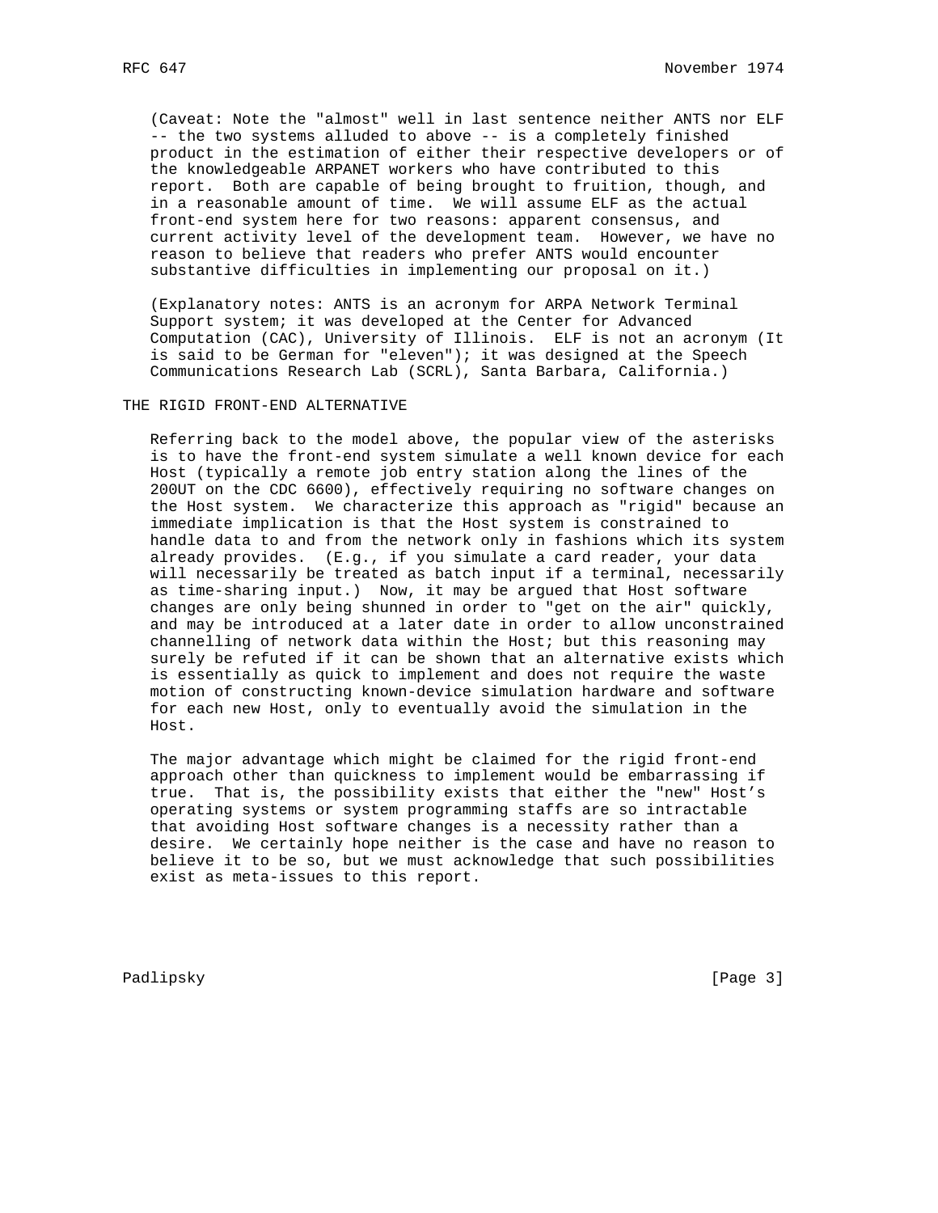(Caveat: Note the "almost" well in last sentence neither ANTS nor ELF -- the two systems alluded to above -- is a completely finished product in the estimation of either their respective developers or of the knowledgeable ARPANET workers who have contributed to this report. Both are capable of being brought to fruition, though, and in a reasonable amount of time. We will assume ELF as the actual front-end system here for two reasons: apparent consensus, and current activity level of the development team. However, we have no reason to believe that readers who prefer ANTS would encounter substantive difficulties in implementing our proposal on it.)

(Explanatory notes: ANTS is an acronym for ARPA Network Terminal Support system; it was developed at the Center for Advanced Computation (CAC), University of Illinois. ELF is not an acronym (It is said to be German for "eleven"); it was designed at the Speech Communications Research Lab (SCRL), Santa Barbara, California.)

## THE RIGID FRONT-END ALTERNATIVE

Referring back to the model above, the popular view of the asterisks is to have the front-end system simulate a well known device for each Host (typically a remote job entry station along the lines of the 200UT on the CDC 6600), effectively requiring no software changes on the Host system. We characterize this approach as "rigid" because an immediate implication is that the Host system is constrained to handle data to and from the network only in fashions which its system already provides. (E.g., if you simulate a card reader, your data will necessarily be treated as batch input if a terminal, necessarily as time-sharing input.) Now, it may be argued that Host software changes are only being shunned in order to "get on the air" quickly, and may be introduced at a later date in order to allow unconstrained channelling of network data within the Host; but this reasoning may surely be refuted if it can be shown that an alternative exists which is essentially as quick to implement and does not require the waste motion of constructing known-device simulation hardware and software for each new Host, only to eventually avoid the simulation in the Host.

The major advantage which might be claimed for the rigid front-end approach other than quickness to implement would be embarrassing if true. That is, the possibility exists that either the "new" Host's operating systems or system programming staffs are so intractable that avoiding Host software changes is a necessity rather than a desire. We certainly hope neither is the case and have no reason to believe it to be so, but we must acknowledge that such possibilities exist as meta-issues to this report.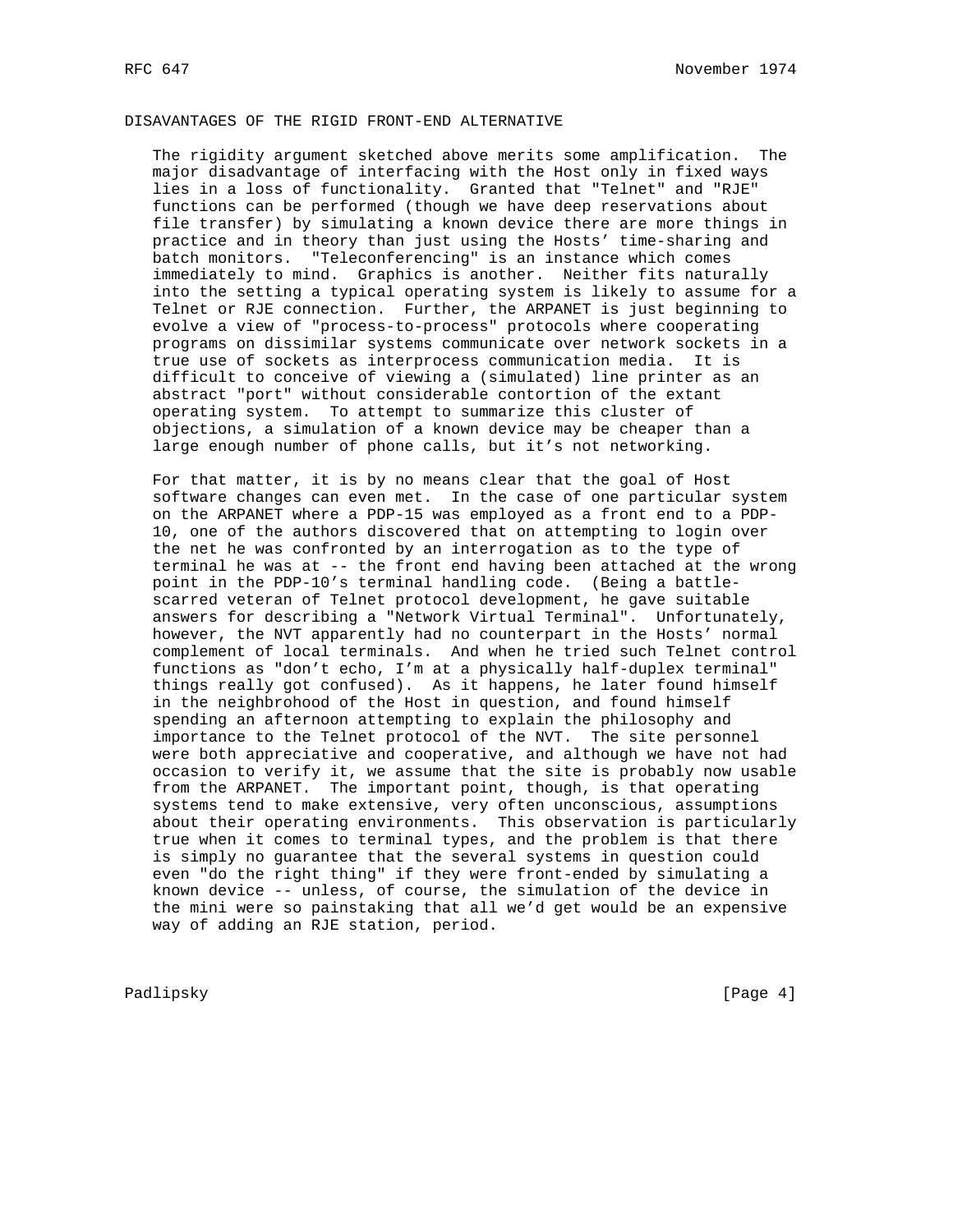## DISAVANTAGES OF THE RIGID FRONT-END ALTERNATIVE

The rigidity argument sketched above merits some amplification. The major disadvantage of interfacing with the Host only in fixed ways lies in a loss of functionality. Granted that "Telnet" and "RJE" functions can be performed (though we have deep reservations about file transfer) by simulating a known device there are more things in practice and in theory than just using the Hosts' time-sharing and batch monitors. "Teleconferencing" is an instance which comes immediately to mind. Graphics is another. Neither fits naturally into the setting a typical operating system is likely to assume for a Telnet or RJE connection. Further, the ARPANET is just beginning to evolve a view of "process-to-process" protocols where cooperating programs on dissimilar systems communicate over network sockets in a true use of sockets as interprocess communication media. It is difficult to conceive of viewing a (simulated) line printer as an abstract "port" without considerable contortion of the extant operating system. To attempt to summarize this cluster of objections, a simulation of a known device may be cheaper than a large enough number of phone calls, but it's not networking.

For that matter, it is by no means clear that the goal of Host software changes can even met. In the case of one particular system on the ARPANET where a PDP-15 was employed as a front end to a PDP-10, one of the authors discovered that on attempting to login over the net he was confronted by an interrogation as to the type of terminal he was at -- the front end having been attached at the wrong point in the PDP-10's terminal handling code. (Being a battle-scarred veteran of Telnet protocol development, he gave suitable answers for describing a "Network Virtual Terminal". Unfortunately, however, the NVT apparently had no counterpart in the Hosts' normal complement of local terminals. And when he tried such Telnet control functions as "don't echo, I'm at a physically half-duplex terminal" things really got confused). As it happens, he later found himself in the neighbrohood of the Host in question, and found himself spending an afternoon attempting to explain the philosophy and importance to the Telnet protocol of the NVT. The site personnel were both appreciative and cooperative, and although we have not had occasion to verify it, we assume that the site is probably now usable from the ARPANET. The important point, though, is that operating systems tend to make extensive, very often unconscious, assumptions about their operating environments. This observation is particularly true when it comes to terminal types, and the problem is that there is simply no guarantee that the several systems in question could even "do the right thing" if they were front-ended by simulating a known device -- unless, of course, the simulation of the device in the mini were so painstaking that all we'd get would be an expensive way of adding an RJE station, period.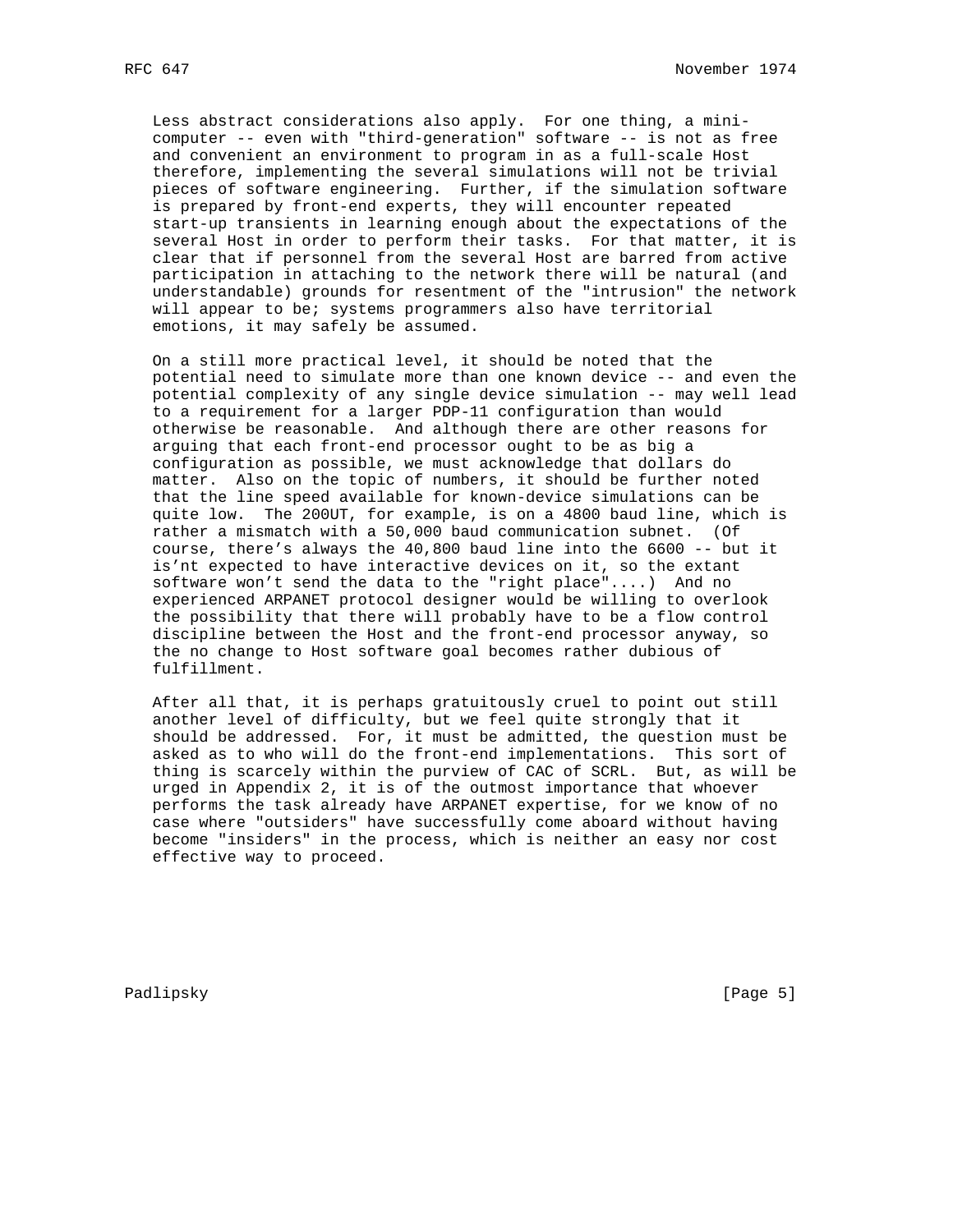Less abstract considerations also apply. For one thing, a mini-computer -- even with "third-generation" software -- is not as free and convenient an environment to program in as a full-scale Host therefore, implementing the several simulations will not be trivial pieces of software engineering. Further, if the simulation software is prepared by front-end experts, they will encounter repeated start-up transients in learning enough about the expectations of the several Host in order to perform their tasks. For that matter, it is clear that if personnel from the several Host are barred from active participation in attaching to the network there will be natural (and understandable) grounds for resentment of the "intrusion" the network will appear to be; systems programmers also have territorial emotions, it may safely be assumed.

On a still more practical level, it should be noted that the potential need to simulate more than one known device -- and even the potential complexity of any single device simulation -- may well lead to a requirement for a larger PDP-11 configuration than would otherwise be reasonable. And although there are other reasons for arguing that each front-end processor ought to be as big a configuration as possible, we must acknowledge that dollars do matter. Also on the topic of numbers, it should be further noted that the line speed available for known-device simulations can be quite low. The 200UT, for example, is on a 4800 baud line, which is rather a mismatch with a 50,000 baud communication subnet. (Of course, there's always the 40,800 baud line into the 6600 -- but it is'nt expected to have interactive devices on it, so the extant software won't send the data to the "right place"....) And no experienced ARPANET protocol designer would be willing to overlook the possibility that there will probably have to be a flow control discipline between the Host and the front-end processor anyway, so the no change to Host software goal becomes rather dubious of fulfillment.

After all that, it is perhaps gratuitously cruel to point out still another level of difficulty, but we feel quite strongly that it should be addressed. For, it must be admitted, the question must be asked as to who will do the front-end implementations. This sort of thing is scarcely within the purview of CAC of SCRL. But, as will be urged in Appendix 2, it is of the outmost importance that whoever performs the task already have ARPANET expertise, for we know of no case where "outsiders" have successfully come aboard without having become "insiders" in the process, which is neither an easy nor cost effective way to proceed.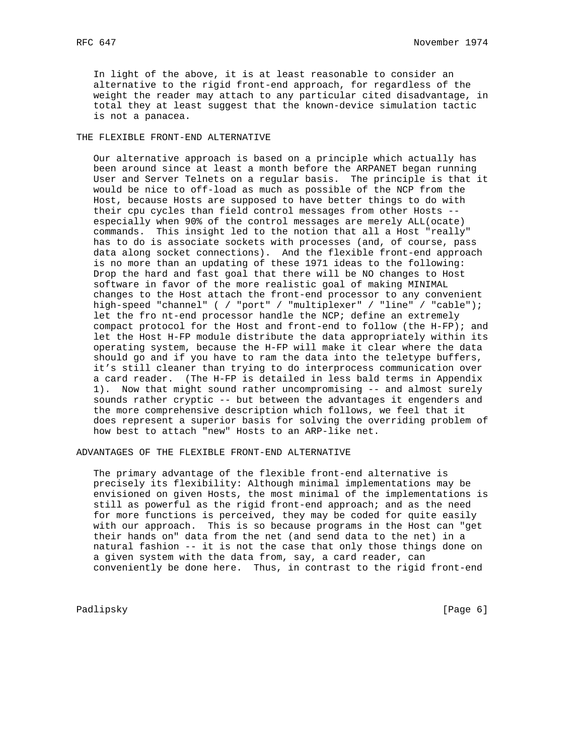In light of the above, it is at least reasonable to consider an alternative to the rigid front-end approach, for regardless of the weight the reader may attach to any particular cited disadvantage, in total they at least suggest that the known-device simulation tactic is not a panacea.

## THE FLEXIBLE FRONT-END ALTERNATIVE

Our alternative approach is based on a principle which actually has been around since at least a month before the ARPANET began running User and Server Telnets on a regular basis. The principle is that it would be nice to off-load as much as possible of the NCP from the Host, because Hosts are supposed to have better things to do with their cpu cycles than field control messages from other Hosts -- especially when 90% of the control messages are merely ALL(ocate) commands. This insight led to the notion that all a Host "really" has to do is associate sockets with processes (and, of course, pass data along socket connections). And the flexible front-end approach is no more than an updating of these 1971 ideas to the following: Drop the hard and fast goal that there will be NO changes to Host software in favor of the more realistic goal of making MINIMAL changes to the Host attach the front-end processor to any convenient high-speed "channel" ( / "port" / "multiplexer" / "line" / "cable"); let the fro nt-end processor handle the NCP; define an extremely compact protocol for the Host and front-end to follow (the H-FP); and let the Host H-FP module distribute the data appropriately within its operating system, because the H-FP will make it clear where the data should go and if you have to ram the data into the teletype buffers, it's still cleaner than trying to do interprocess communication over a card reader. (The H-FP is detailed in less bald terms in Appendix 1). Now that might sound rather uncompromising -- and almost surely sounds rather cryptic -- but between the advantages it engenders and the more comprehensive description which follows, we feel that it does represent a superior basis for solving the overriding problem of how best to attach "new" Hosts to an ARP-like net.

## ADVANTAGES OF THE FLEXIBLE FRONT-END ALTERNATIVE

The primary advantage of the flexible front-end alternative is precisely its flexibility: Although minimal implementations may be envisioned on given Hosts, the most minimal of the implementations is still as powerful as the rigid front-end approach; and as the need for more functions is perceived, they may be coded for quite easily with our approach. This is so because programs in the Host can "get their hands on" data from the net (and send data to the net) in a natural fashion -- it is not the case that only those things done on a given system with the data from, say, a card reader, can conveniently be done here. Thus, in contrast to the rigid front-end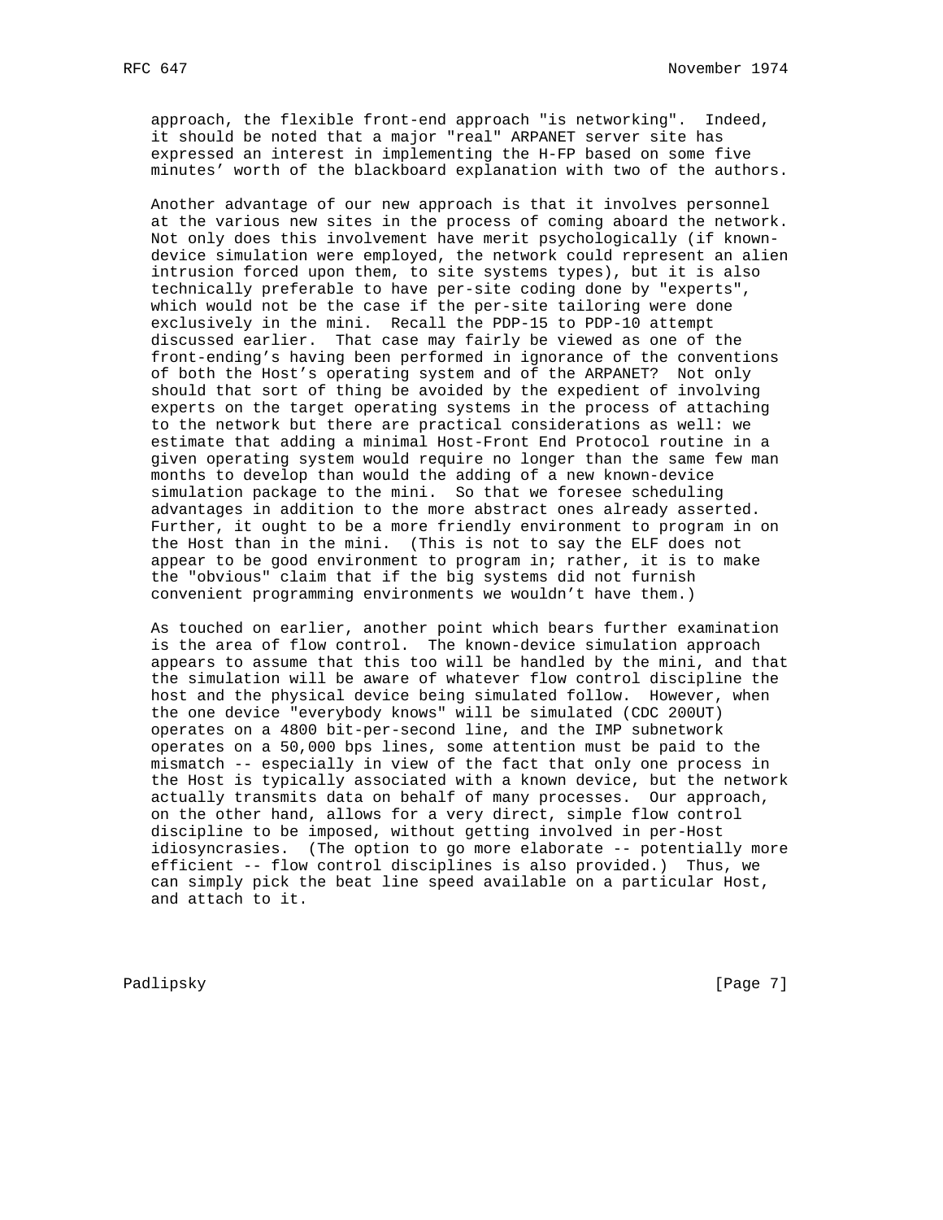approach, the flexible front-end approach "is networking". Indeed, it should be noted that a major "real" ARPANET server site has expressed an interest in implementing the H-FP based on some five minutes' worth of the blackboard explanation with two of the authors.

Another advantage of our new approach is that it involves personnel at the various new sites in the process of coming aboard the network. Not only does this involvement have merit psychologically (if known-device simulation were employed, the network could represent an alien intrusion forced upon them, to site systems types), but it is also technically preferable to have per-site coding done by "experts", which would not be the case if the per-site tailoring were done exclusively in the mini. Recall the PDP-15 to PDP-10 attempt discussed earlier. That case may fairly be viewed as one of the front-ending's having been performed in ignorance of the conventions of both the Host's operating system and of the ARPANET? Not only should that sort of thing be avoided by the expedient of involving experts on the target operating systems in the process of attaching to the network but there are practical considerations as well: we estimate that adding a minimal Host-Front End Protocol routine in a given operating system would require no longer than the same few man months to develop than would the adding of a new known-device simulation package to the mini. So that we foresee scheduling advantages in addition to the more abstract ones already asserted. Further, it ought to be a more friendly environment to program in on the Host than in the mini. (This is not to say the ELF does not appear to be good environment to program in; rather, it is to make the "obvious" claim that if the big systems did not furnish convenient programming environments we wouldn't have them.)

As touched on earlier, another point which bears further examination is the area of flow control. The known-device simulation approach appears to assume that this too will be handled by the mini, and that the simulation will be aware of whatever flow control discipline the host and the physical device being simulated follow. However, when the one device "everybody knows" will be simulated (CDC 200UT) operates on a 4800 bit-per-second line, and the IMP subnetwork operates on a 50,000 bps lines, some attention must be paid to the mismatch -- especially in view of the fact that only one process in the Host is typically associated with a known device, but the network actually transmits data on behalf of many processes. Our approach, on the other hand, allows for a very direct, simple flow control discipline to be imposed, without getting involved in per-Host idiosyncrasies. (The option to go more elaborate -- potentially more efficient -- flow control disciplines is also provided.) Thus, we can simply pick the beat line speed available on a particular Host, and attach to it.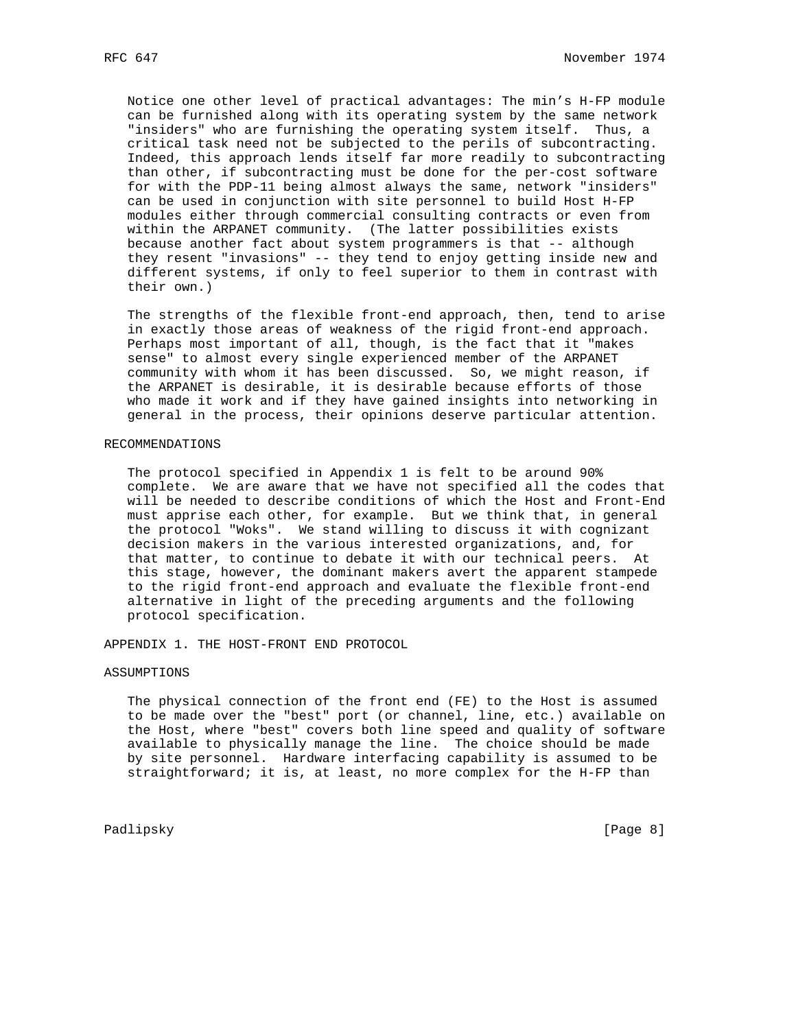Notice one other level of practical advantages: The min's H-FP module can be furnished along with its operating system by the same network "insiders" who are furnishing the operating system itself. Thus, a critical task need not be subjected to the perils of subcontracting. Indeed, this approach lends itself far more readily to subcontracting than other, if subcontracting must be done for the per-cost software for with the PDP-11 being almost always the same, network "insiders" can be used in conjunction with site personnel to build Host H-FP modules either through commercial consulting contracts or even from within the ARPANET community. (The latter possibilities exists because another fact about system programmers is that -- although they resent "invasions" -- they tend to enjoy getting inside new and different systems, if only to feel superior to them in contrast with their own.)

The strengths of the flexible front-end approach, then, tend to arise in exactly those areas of weakness of the rigid front-end approach. Perhaps most important of all, though, is the fact that it "makes sense" to almost every single experienced member of the ARPANET community with whom it has been discussed. So, we might reason, if the ARPANET is desirable, it is desirable because efforts of those who made it work and if they have gained insights into networking in general in the process, their opinions deserve particular attention.

## RECOMMENDATIONS

The protocol specified in Appendix 1 is felt to be around 90% complete. We are aware that we have not specified all the codes that will be needed to describe conditions of which the Host and Front-End must apprise each other, for example. But we think that, in general the protocol "Woks". We stand willing to discuss it with cognizant decision makers in the various interested organizations, and, for that matter, to continue to debate it with our technical peers. At this stage, however, the dominant makers avert the apparent stampede to the rigid front-end approach and evaluate the flexible front-end alternative in light of the preceding arguments and the following protocol specification.

## APPENDIX 1. THE HOST-FRONT END PROTOCOL

### ASSUMPTIONS

The physical connection of the front end (FE) to the Host is assumed to be made over the "best" port (or channel, line, etc.) available on the Host, where "best" covers both line speed and quality of software available to physically manage the line. The choice should be made by site personnel. Hardware interfacing capability is assumed to be straightforward; it is, at least, no more complex for the H-FP than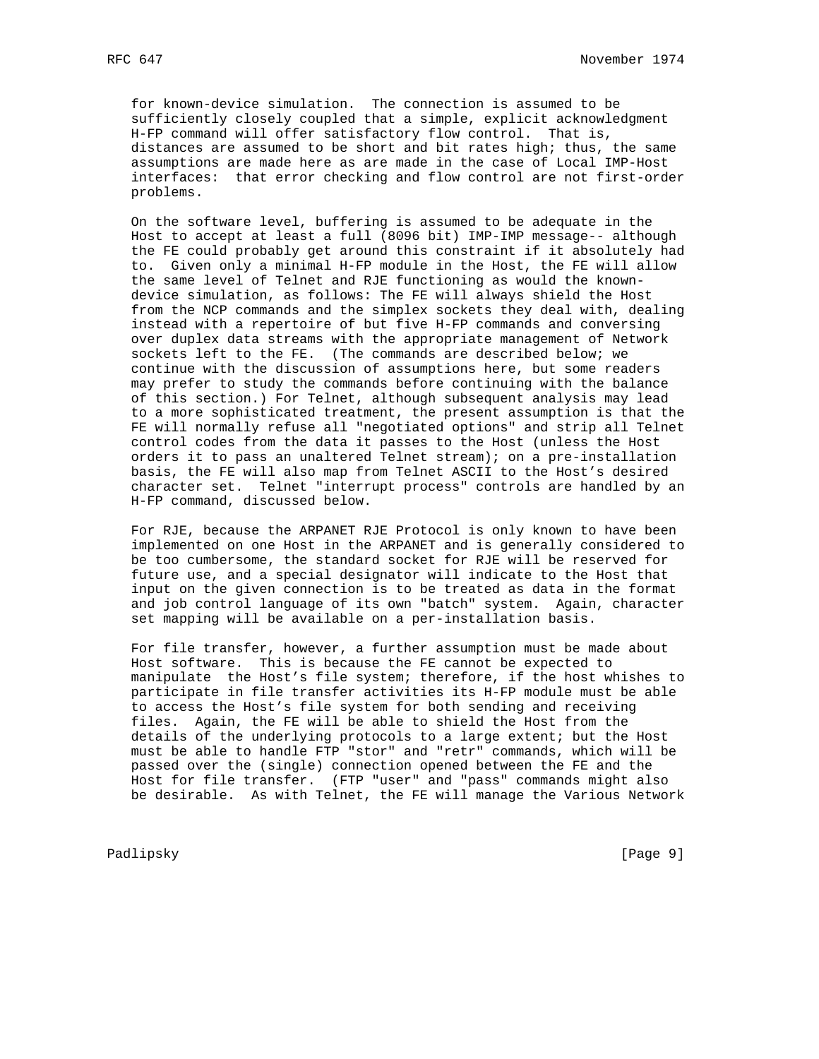for known-device simulation. The connection is assumed to be sufficiently closely coupled that a simple, explicit acknowledgment H-FP command will offer satisfactory flow control. That is, distances are assumed to be short and bit rates high; thus, the same assumptions are made here as are made in the case of Local IMP-Host interfaces: that error checking and flow control are not first-order problems.

On the software level, buffering is assumed to be adequate in the Host to accept at least a full (8096 bit) IMP-IMP message-- although the FE could probably get around this constraint if it absolutely had to. Given only a minimal H-FP module in the Host, the FE will allow the same level of Telnet and RJE functioning as would the known-device simulation, as follows: The FE will always shield the Host from the NCP commands and the simplex sockets they deal with, dealing instead with a repertoire of but five H-FP commands and conversing over duplex data streams with the appropriate management of Network sockets left to the FE. (The commands are described below; we continue with the discussion of assumptions here, but some readers may prefer to study the commands before continuing with the balance of this section.) For Telnet, although subsequent analysis may lead to a more sophisticated treatment, the present assumption is that the FE will normally refuse all "negotiated options" and strip all Telnet control codes from the data it passes to the Host (unless the Host orders it to pass an unaltered Telnet stream); on a pre-installation basis, the FE will also map from Telnet ASCII to the Host's desired character set. Telnet "interrupt process" controls are handled by an H-FP command, discussed below.

For RJE, because the ARPANET RJE Protocol is only known to have been implemented on one Host in the ARPANET and is generally considered to be too cumbersome, the standard socket for RJE will be reserved for future use, and a special designator will indicate to the Host that input on the given connection is to be treated as data in the format and job control language of its own "batch" system. Again, character set mapping will be available on a per-installation basis.

For file transfer, however, a further assumption must be made about Host software. This is because the FE cannot be expected to manipulate the Host's file system; therefore, if the host whishes to participate in file transfer activities its H-FP module must be able to access the Host's file system for both sending and receiving files. Again, the FE will be able to shield the Host from the details of the underlying protocols to a large extent; but the Host must be able to handle FTP "stor" and "retr" commands, which will be passed over the (single) connection opened between the FE and the Host for file transfer. (FTP "user" and "pass" commands might also be desirable. As with Telnet, the FE will manage the Various Network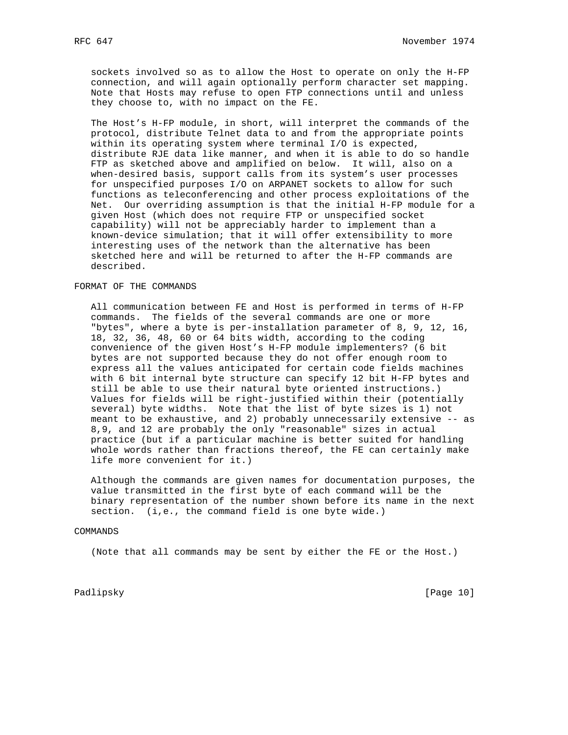sockets involved so as to allow the Host to operate on only the H-FP connection, and will again optionally perform character set mapping. Note that Hosts may refuse to open FTP connections until and unless they choose to, with no impact on the FE.

The Host’s H-FP module, in short, will interpret the commands of the protocol, distribute Telnet data to and from the appropriate points within its operating system where terminal I/O is expected, distribute RJE data like manner, and when it is able to do so handle FTP as sketched above and amplified on below. It will, also on a when-desired basis, support calls from its system’s user processes for unspecified purposes I/O on ARPANET sockets to allow for such functions as teleconferencing and other process exploitations of the Net. Our overriding assumption is that the initial H-FP module for a given Host (which does not require FTP or unspecified socket capability) will not be appreciably harder to implement than a known-device simulation; that it will offer extensibility to more interesting uses of the network than the alternative has been sketched here and will be returned to after the H-FP commands are described.

## FORMAT OF THE COMMANDS

All communication between FE and Host is performed in terms of H-FP commands. The fields of the several commands are one or more "bytes", where a byte is per-installation parameter of 8, 9, 12, 16, 18, 32, 36, 48, 60 or 64 bits width, according to the coding convenience of the given Host’s H-FP module implementers? (6 bit bytes are not supported because they do not offer enough room to express all the values anticipated for certain code fields machines with 6 bit internal byte structure can specify 12 bit H-FP bytes and still be able to use their natural byte oriented instructions.) Values for fields will be right-justified within their (potentially several) byte widths. Note that the list of byte sizes is 1) not meant to be exhaustive, and 2) probably unnecessarily extensive -- as 8,9, and 12 are probably the only "reasonable" sizes in actual practice (but if a particular machine is better suited for handling whole words rather than fractions thereof, the FE can certainly make life more convenient for it.)

Although the commands are given names for documentation purposes, the value transmitted in the first byte of each command will be the binary representation of the number shown before its name in the next section. (i,e., the command field is one byte wide.)

## COMMANDS

(Note that all commands may be sent by either the FE or the Host.)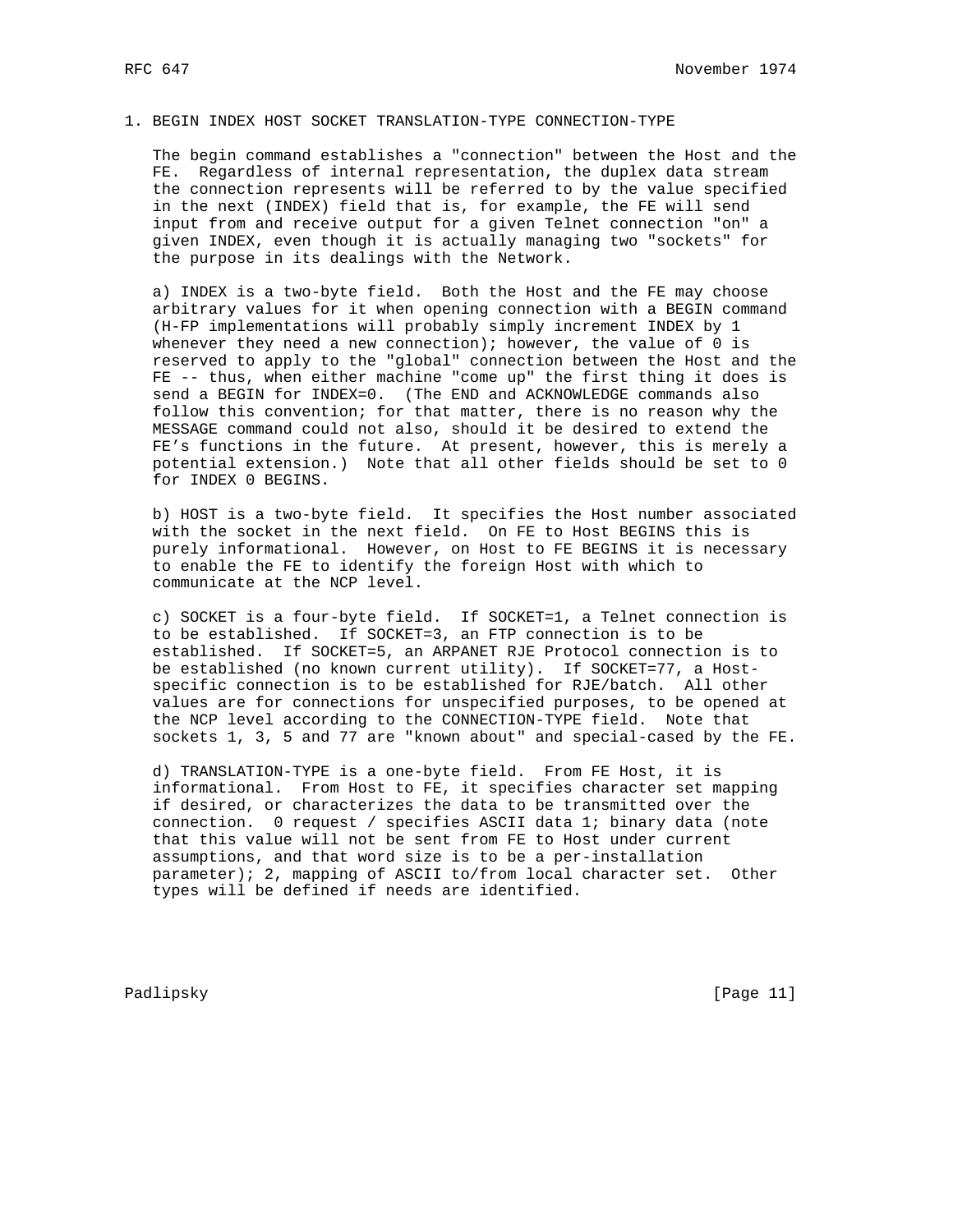1. BEGIN INDEX HOST SOCKET TRANSLATION-TYPE CONNECTION-TYPE

The begin command establishes a "connection" between the Host and the FE. Regardless of internal representation, the duplex data stream the connection represents will be referred to by the value specified in the next (INDEX) field that is, for example, the FE will send input from and receive output for a given Telnet connection "on" a given INDEX, even though it is actually managing two "sockets" for the purpose in its dealings with the Network.

a) INDEX is a two-byte field. Both the Host and the FE may choose arbitrary values for it when opening connection with a BEGIN command (H-FP implementations will probably simply increment INDEX by 1 whenever they need a new connection); however, the value of 0 is reserved to apply to the "global" connection between the Host and the FE -- thus, when either machine "come up" the first thing it does is send a BEGIN for INDEX=0. (The END and ACKNOWLEDGE commands also follow this convention; for that matter, there is no reason why the MESSAGE command could not also, should it be desired to extend the FE's functions in the future. At present, however, this is merely a potential extension.) Note that all other fields should be set to 0 for INDEX 0 BEGINS.

b) HOST is a two-byte field. It specifies the Host number associated with the socket in the next field. On FE to Host BEGINS this is purely informational. However, on Host to FE BEGINS it is necessary to enable the FE to identify the foreign Host with which to communicate at the NCP level.

c) SOCKET is a four-byte field. If SOCKET=1, a Telnet connection is to be established. If SOCKET=3, an FTP connection is to be established. If SOCKET=5, an ARPANET RJE Protocol connection is to be established (no known current utility). If SOCKET=77, a Host-specific connection is to be established for RJE/batch. All other values are for connections for unspecified purposes, to be opened at the NCP level according to the CONNECTION-TYPE field. Note that sockets 1, 3, 5 and 77 are "known about" and special-cased by the FE.

d) TRANSLATION-TYPE is a one-byte field. From FE Host, it is informational. From Host to FE, it specifies character set mapping if desired, or characterizes the data to be transmitted over the connection. 0 request / specifies ASCII data 1; binary data (note that this value will not be sent from FE to Host under current assumptions, and that word size is to be a per-installation parameter); 2, mapping of ASCII to/from local character set. Other types will be defined if needs are identified.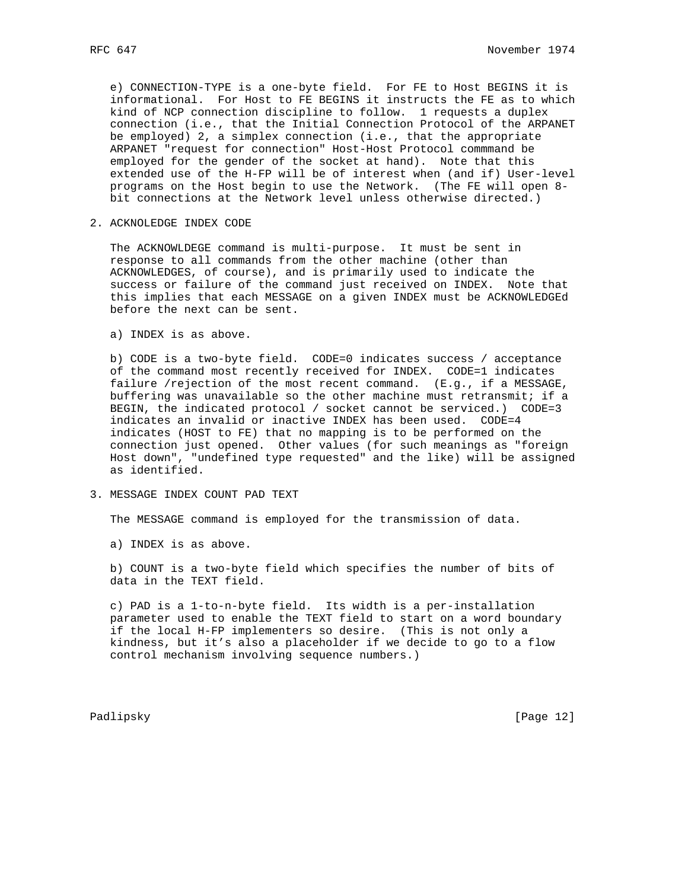e) CONNECTION-TYPE is a one-byte field. For FE to Host BEGINS it is informational. For Host to FE BEGINS it instructs the FE as to which kind of NCP connection discipline to follow. 1 requests a duplex connection (i.e., that the Initial Connection Protocol of the ARPANET be employed) 2, a simplex connection (i.e., that the appropriate ARPANET "request for connection" Host-Host Protocol commmand be employed for the gender of the socket at hand). Note that this extended use of the H-FP will be of interest when (and if) User-level programs on the Host begin to use the Network. (The FE will open 8-bit connections at the Network level unless otherwise directed.)

2. ACKNOLEDGE INDEX CODE

The ACKNOWLDEGE command is multi-purpose. It must be sent in response to all commands from the other machine (other than ACKNOWLEDGES, of course), and is primarily used to indicate the success or failure of the command just received on INDEX. Note that this implies that each MESSAGE on a given INDEX must be ACKNOWLEDGEd before the next can be sent.

a) INDEX is as above.

b) CODE is a two-byte field. CODE=0 indicates success / acceptance of the command most recently received for INDEX. CODE=1 indicates failure /rejection of the most recent command. (E.g., if a MESSAGE, buffering was unavailable so the other machine must retransmit; if a BEGIN, the indicated protocol / socket cannot be serviced.) CODE=3 indicates an invalid or inactive INDEX has been used. CODE=4 indicates (HOST to FE) that no mapping is to be performed on the connection just opened. Other values (for such meanings as "foreign Host down", "undefined type requested" and the like) will be assigned as identified.

3. MESSAGE INDEX COUNT PAD TEXT

The MESSAGE command is employed for the transmission of data.

a) INDEX is as above.

b) COUNT is a two-byte field which specifies the number of bits of data in the TEXT field.

c) PAD is a 1-to-n-byte field. Its width is a per-installation parameter used to enable the TEXT field to start on a word boundary if the local H-FP implementers so desire. (This is not only a kindness, but it's also a placeholder if we decide to go to a flow control mechanism involving sequence numbers.)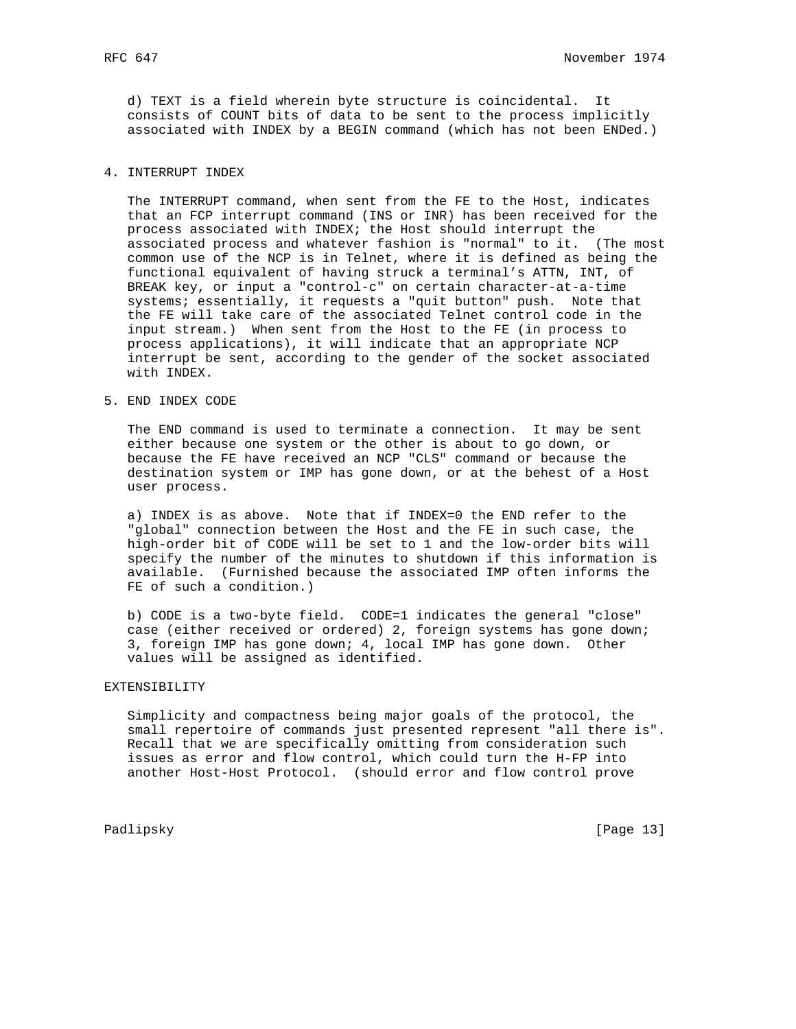d) TEXT is a field wherein byte structure is coincidental. It consists of COUNT bits of data to be sent to the process implicitly associated with INDEX by a BEGIN command (which has not been ENDed.)

4. INTERRUPT INDEX

The INTERRUPT command, when sent from the FE to the Host, indicates that an FCP interrupt command (INS or INR) has been received for the process associated with INDEX; the Host should interrupt the associated process and whatever fashion is "normal" to it. (The most common use of the NCP is in Telnet, where it is defined as being the functional equivalent of having struck a terminal's ATTN, INT, of BREAK key, or input a "control-c" on certain character-at-a-time systems; essentially, it requests a "quit button" push. Note that the FE will take care of the associated Telnet control code in the input stream.) When sent from the Host to the FE (in process to process applications), it will indicate that an appropriate NCP interrupt be sent, according to the gender of the socket associated with INDEX.

5. END INDEX CODE

The END command is used to terminate a connection. It may be sent either because one system or the other is about to go down, or because the FE have received an NCP "CLS" command or because the destination system or IMP has gone down, or at the behest of a Host user process.

a) INDEX is as above. Note that if INDEX=0 the END refer to the "global" connection between the Host and the FE in such case, the high-order bit of CODE will be set to 1 and the low-order bits will specify the number of the minutes to shutdown if this information is available. (Furnished because the associated IMP often informs the FE of such a condition.)

b) CODE is a two-byte field. CODE=1 indicates the general "close" case (either received or ordered) 2, foreign systems has gone down; 3, foreign IMP has gone down; 4, local IMP has gone down. Other values will be assigned as identified.

EXTENSIBILITY

Simplicity and compactness being major goals of the protocol, the small repertoire of commands just presented represent "all there is". Recall that we are specifically omitting from consideration such issues as error and flow control, which could turn the H-FP into another Host-Host Protocol. (should error and flow control prove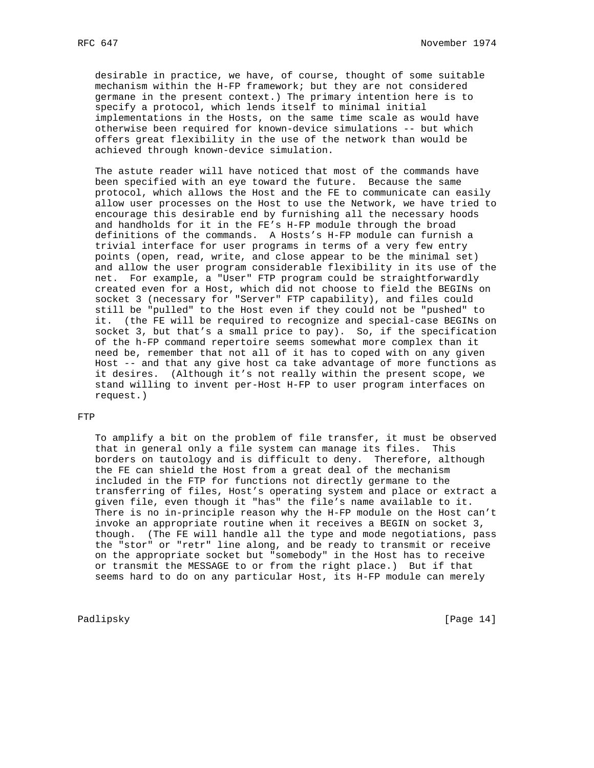desirable in practice, we have, of course, thought of some suitable mechanism within the H-FP framework; but they are not considered germane in the present context.) The primary intention here is to specify a protocol, which lends itself to minimal initial implementations in the Hosts, on the same time scale as would have otherwise been required for known-device simulations -- but which offers great flexibility in the use of the network than would be achieved through known-device simulation.

The astute reader will have noticed that most of the commands have been specified with an eye toward the future. Because the same protocol, which allows the Host and the FE to communicate can easily allow user processes on the Host to use the Network, we have tried to encourage this desirable end by furnishing all the necessary hoods and handholds for it in the FE’s H-FP module through the broad definitions of the commands. A Hosts’s H-FP module can furnish a trivial interface for user programs in terms of a very few entry points (open, read, write, and close appear to be the minimal set) and allow the user program considerable flexibility in its use of the net. For example, a "User" FTP program could be straightforwardly created even for a Host, which did not choose to field the BEGINs on socket 3 (necessary for "Server" FTP capability), and files could still be "pulled" to the Host even if they could not be "pushed" to it. (the FE will be required to recognize and special-case BEGINs on socket 3, but that’s a small price to pay). So, if the specification of the h-FP command repertoire seems somewhat more complex than it need be, remember that not all of it has to coped with on any given Host -- and that any give host ca take advantage of more functions as it desires. (Although it’s not really within the present scope, we stand willing to invent per-Host H-FP to user program interfaces on request.)

## FTP

To amplify a bit on the problem of file transfer, it must be observed that in general only a file system can manage its files. This borders on tautology and is difficult to deny. Therefore, although the FE can shield the Host from a great deal of the mechanism included in the FTP for functions not directly germane to the transferring of files, Host’s operating system and place or extract a given file, even though it "has" the file’s name available to it. There is no in-principle reason why the H-FP module on the Host can’t invoke an appropriate routine when it receives a BEGIN on socket 3, though. (The FE will handle all the type and mode negotiations, pass the "stor" or "retr" line along, and be ready to transmit or receive on the appropriate socket but "somebody" in the Host has to receive or transmit the MESSAGE to or from the right place.) But if that seems hard to do on any particular Host, its H-FP module can merely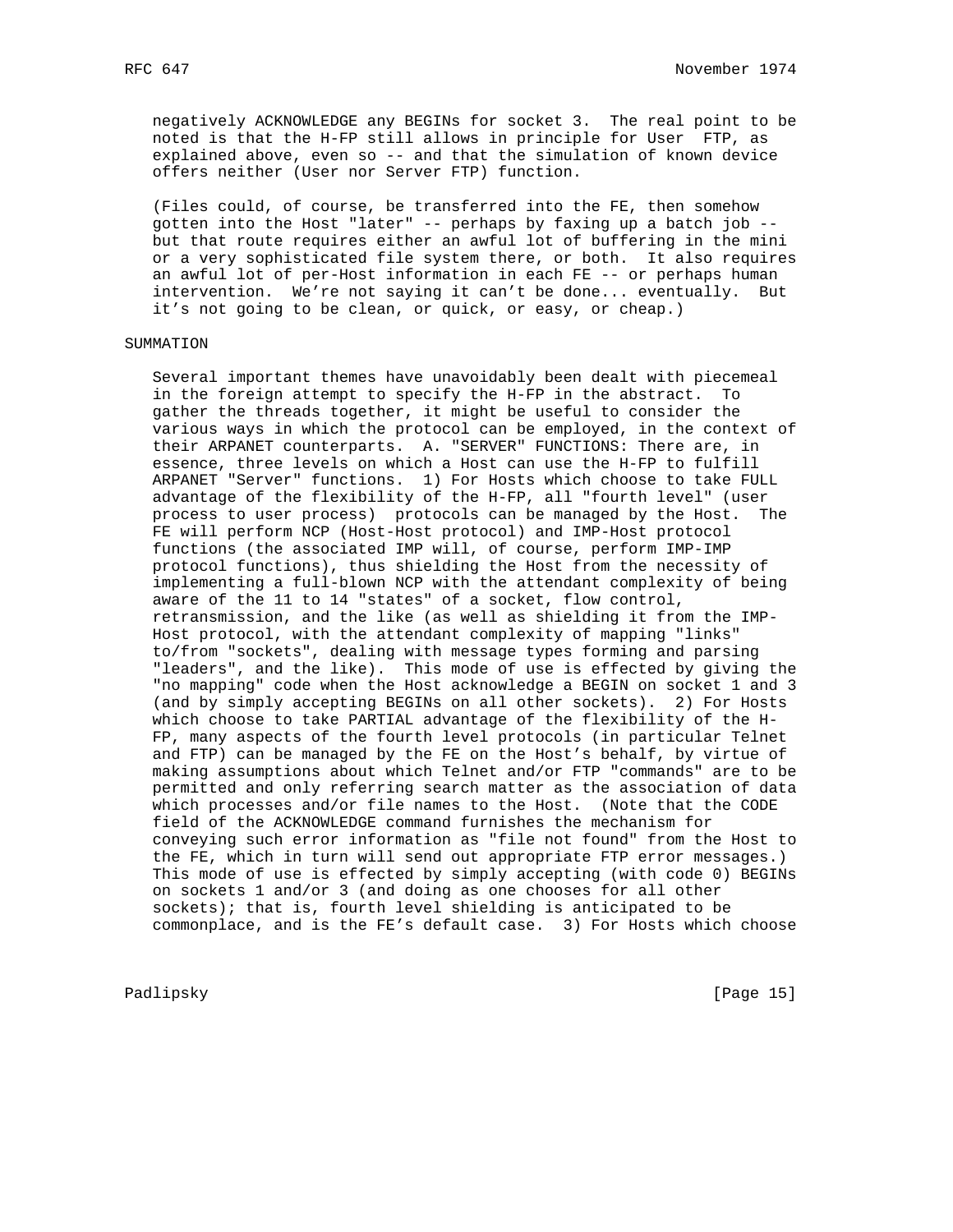negatively ACKNOWLEDGE any BEGINs for socket 3. The real point to be noted is that the H-FP still allows in principle for User FTP, as explained above, even so -- and that the simulation of known device offers neither (User nor Server FTP) function.

(Files could, of course, be transferred into the FE, then somehow gotten into the Host "later" -- perhaps by faxing up a batch job -- but that route requires either an awful lot of buffering in the mini or a very sophisticated file system there, or both. It also requires an awful lot of per-Host information in each FE -- or perhaps human intervention. We're not saying it can't be done... eventually. But it's not going to be clean, or quick, or easy, or cheap.)

## SUMMATION

Several important themes have unavoidably been dealt with piecemeal in the foreign attempt to specify the H-FP in the abstract. To gather the threads together, it might be useful to consider the various ways in which the protocol can be employed, in the context of their ARPANET counterparts. A. "SERVER" FUNCTIONS: There are, in essence, three levels on which a Host can use the H-FP to fulfill ARPANET "Server" functions. 1) For Hosts which choose to take FULL advantage of the flexibility of the H-FP, all "fourth level" (user process to user process) protocols can be managed by the Host. The FE will perform NCP (Host-Host protocol) and IMP-Host protocol functions (the associated IMP will, of course, perform IMP-IMP protocol functions), thus shielding the Host from the necessity of implementing a full-blown NCP with the attendant complexity of being aware of the 11 to 14 "states" of a socket, flow control, retransmission, and the like (as well as shielding it from the IMP-Host protocol, with the attendant complexity of mapping "links" to/from "sockets", dealing with message types forming and parsing "leaders", and the like). This mode of use is effected by giving the "no mapping" code when the Host acknowledge a BEGIN on socket 1 and 3 (and by simply accepting BEGINs on all other sockets). 2) For Hosts which choose to take PARTIAL advantage of the flexibility of the H-FP, many aspects of the fourth level protocols (in particular Telnet and FTP) can be managed by the FE on the Host's behalf, by virtue of making assumptions about which Telnet and/or FTP "commands" are to be permitted and only referring search matter as the association of data which processes and/or file names to the Host. (Note that the CODE field of the ACKNOWLEDGE command furnishes the mechanism for conveying such error information as "file not found" from the Host to the FE, which in turn will send out appropriate FTP error messages.) This mode of use is effected by simply accepting (with code 0) BEGINs on sockets 1 and/or 3 (and doing as one chooses for all other sockets); that is, fourth level shielding is anticipated to be commonplace, and is the FE's default case. 3) For Hosts which choose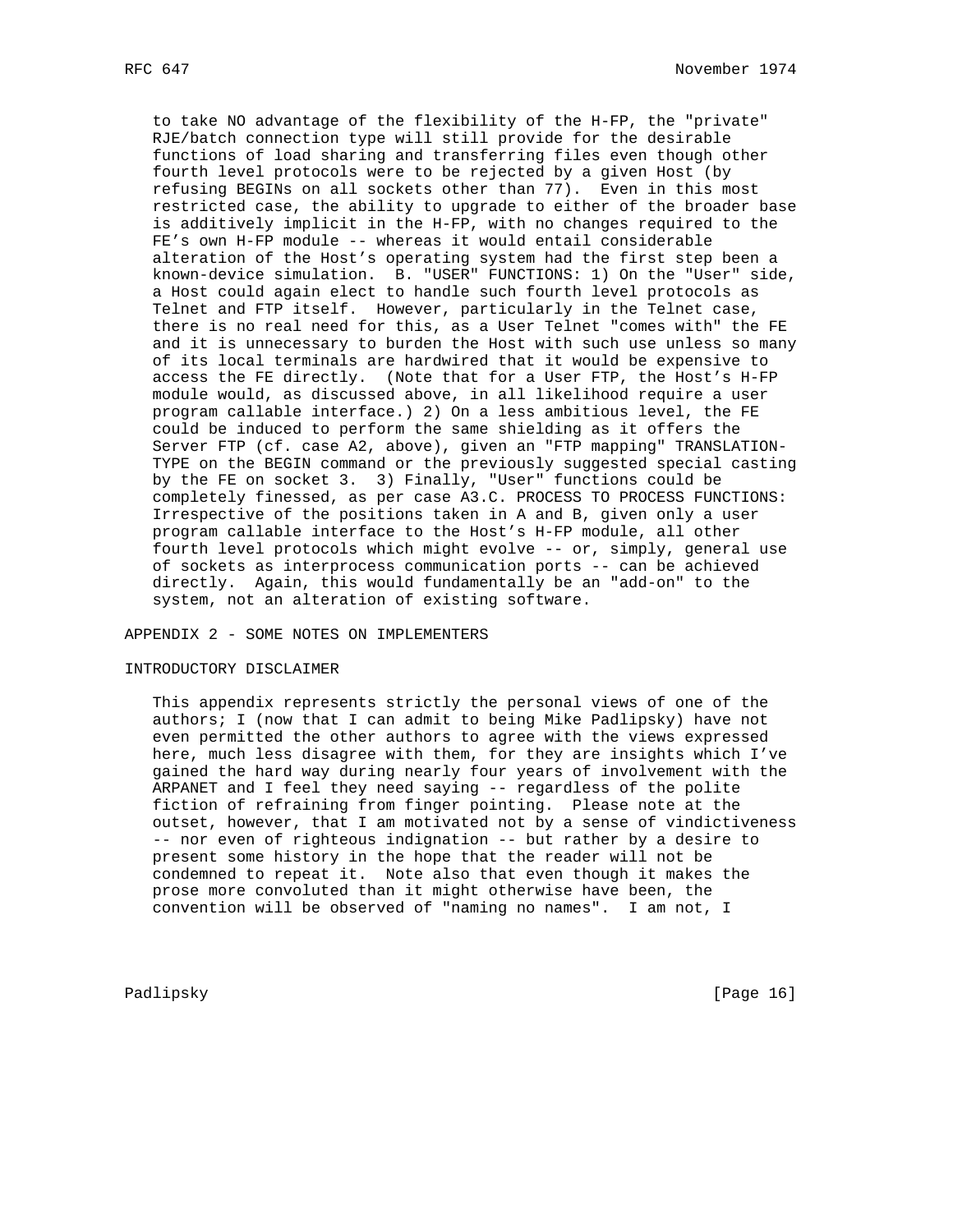to take NO advantage of the flexibility of the H-FP, the "private" RJE/batch connection type will still provide for the desirable functions of load sharing and transferring files even though other fourth level protocols were to be rejected by a given Host (by refusing BEGINs on all sockets other than 77). Even in this most restricted case, the ability to upgrade to either of the broader base is additively implicit in the H-FP, with no changes required to the FE's own H-FP module -- whereas it would entail considerable alteration of the Host's operating system had the first step been a known-device simulation. B. "USER" FUNCTIONS: 1) On the "User" side, a Host could again elect to handle such fourth level protocols as Telnet and FTP itself. However, particularly in the Telnet case, there is no real need for this, as a User Telnet "comes with" the FE and it is unnecessary to burden the Host with such use unless so many of its local terminals are hardwired that it would be expensive to access the FE directly. (Note that for a User FTP, the Host's H-FP module would, as discussed above, in all likelihood require a user program callable interface.) 2) On a less ambitious level, the FE could be induced to perform the same shielding as it offers the Server FTP (cf. case A2, above), given an "FTP mapping" TRANSLATION-TYPE on the BEGIN command or the previously suggested special casting by the FE on socket 3. 3) Finally, "User" functions could be completely finessed, as per case A3.C. PROCESS TO PROCESS FUNCTIONS: Irrespective of the positions taken in A and B, given only a user program callable interface to the Host's H-FP module, all other fourth level protocols which might evolve -- or, simply, general use of sockets as interprocess communication ports -- can be achieved directly. Again, this would fundamentally be an "add-on" to the system, not an alteration of existing software.

## APPENDIX 2 - SOME NOTES ON IMPLEMENTERS

### INTRODUCTORY DISCLAIMER

This appendix represents strictly the personal views of one of the authors; I (now that I can admit to being Mike Padlipsky) have not even permitted the other authors to agree with the views expressed here, much less disagree with them, for they are insights which I've gained the hard way during nearly four years of involvement with the ARPANET and I feel they need saying -- regardless of the polite fiction of refraining from finger pointing. Please note at the outset, however, that I am motivated not by a sense of vindictiveness -- nor even of righteous indignation -- but rather by a desire to present some history in the hope that the reader will not be condemned to repeat it. Note also that even though it makes the prose more convoluted than it might otherwise have been, the convention will be observed of "naming no names". I am not, I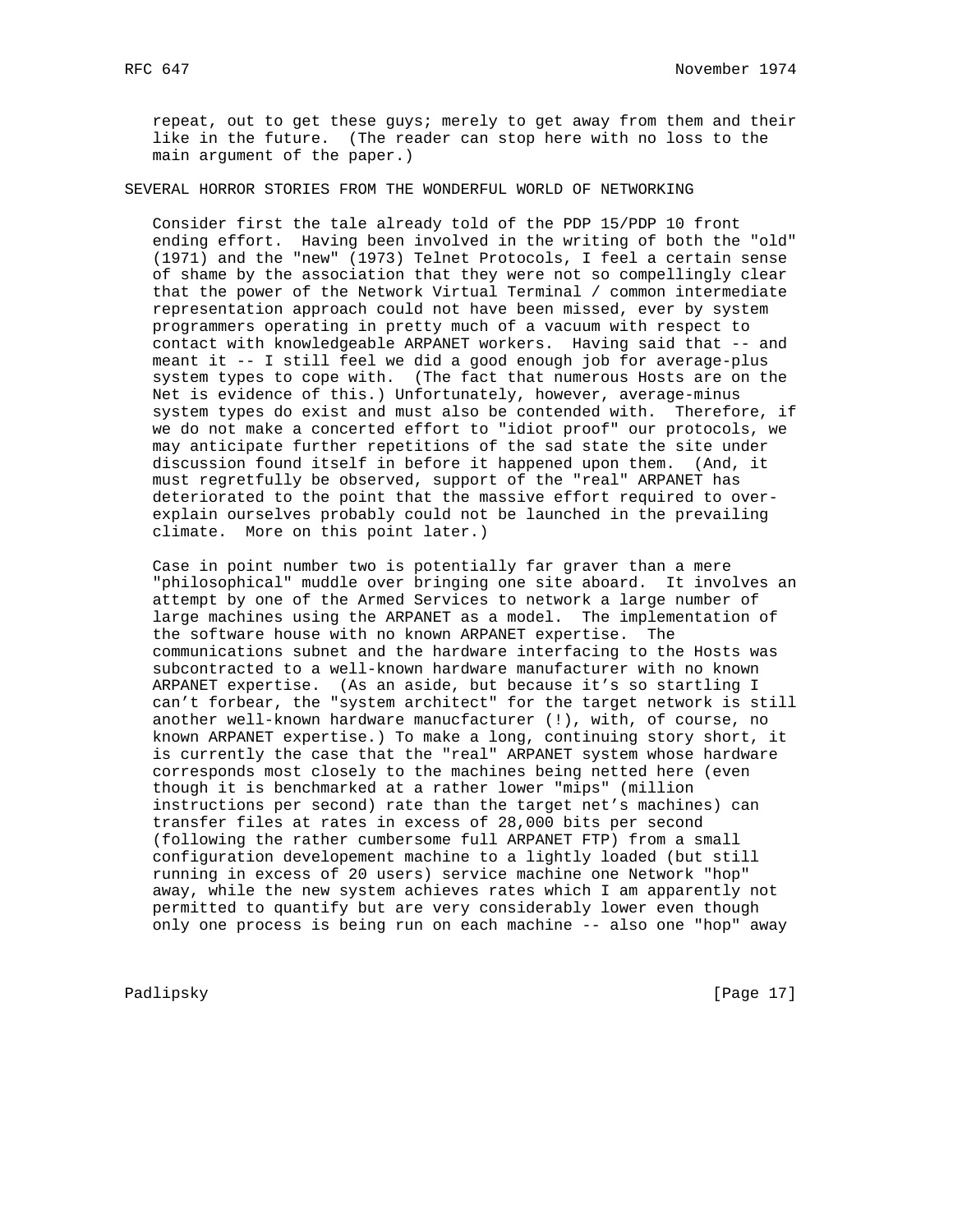repeat, out to get these guys; merely to get away from them and their like in the future. (The reader can stop here with no loss to the main argument of the paper.)

## SEVERAL HORROR STORIES FROM THE WONDERFUL WORLD OF NETWORKING

Consider first the tale already told of the PDP 15/PDP 10 front ending effort. Having been involved in the writing of both the "old" (1971) and the "new" (1973) Telnet Protocols, I feel a certain sense of shame by the association that they were not so compellingly clear that the power of the Network Virtual Terminal / common intermediate representation approach could not have been missed, ever by system programmers operating in pretty much of a vacuum with respect to contact with knowledgeable ARPANET workers. Having said that -- and meant it -- I still feel we did a good enough job for average-plus system types to cope with. (The fact that numerous Hosts are on the Net is evidence of this.) Unfortunately, however, average-minus system types do exist and must also be contended with. Therefore, if we do not make a concerted effort to "idiot proof" our protocols, we may anticipate further repetitions of the sad state the site under discussion found itself in before it happened upon them. (And, it must regretfully be observed, support of the "real" ARPANET has deteriorated to the point that the massive effort required to over-explain ourselves probably could not be launched in the prevailing climate. More on this point later.)

Case in point number two is potentially far graver than a mere "philosophical" muddle over bringing one site aboard. It involves an attempt by one of the Armed Services to network a large number of large machines using the ARPANET as a model. The implementation of the software house with no known ARPANET expertise. The communications subnet and the hardware interfacing to the Hosts was subcontracted to a well-known hardware manufacturer with no known ARPANET expertise. (As an aside, but because it's so startling I can't forbear, the "system architect" for the target network is still another well-known hardware manucfacturer (!), with, of course, no known ARPANET expertise.) To make a long, continuing story short, it is currently the case that the "real" ARPANET system whose hardware corresponds most closely to the machines being netted here (even though it is benchmarked at a rather lower "mips" (million instructions per second) rate than the target net's machines) can transfer files at rates in excess of 28,000 bits per second (following the rather cumbersome full ARPANET FTP) from a small configuration developement machine to a lightly loaded (but still running in excess of 20 users) service machine one Network "hop" away, while the new system achieves rates which I am apparently not permitted to quantify but are very considerably lower even though only one process is being run on each machine -- also one "hop" away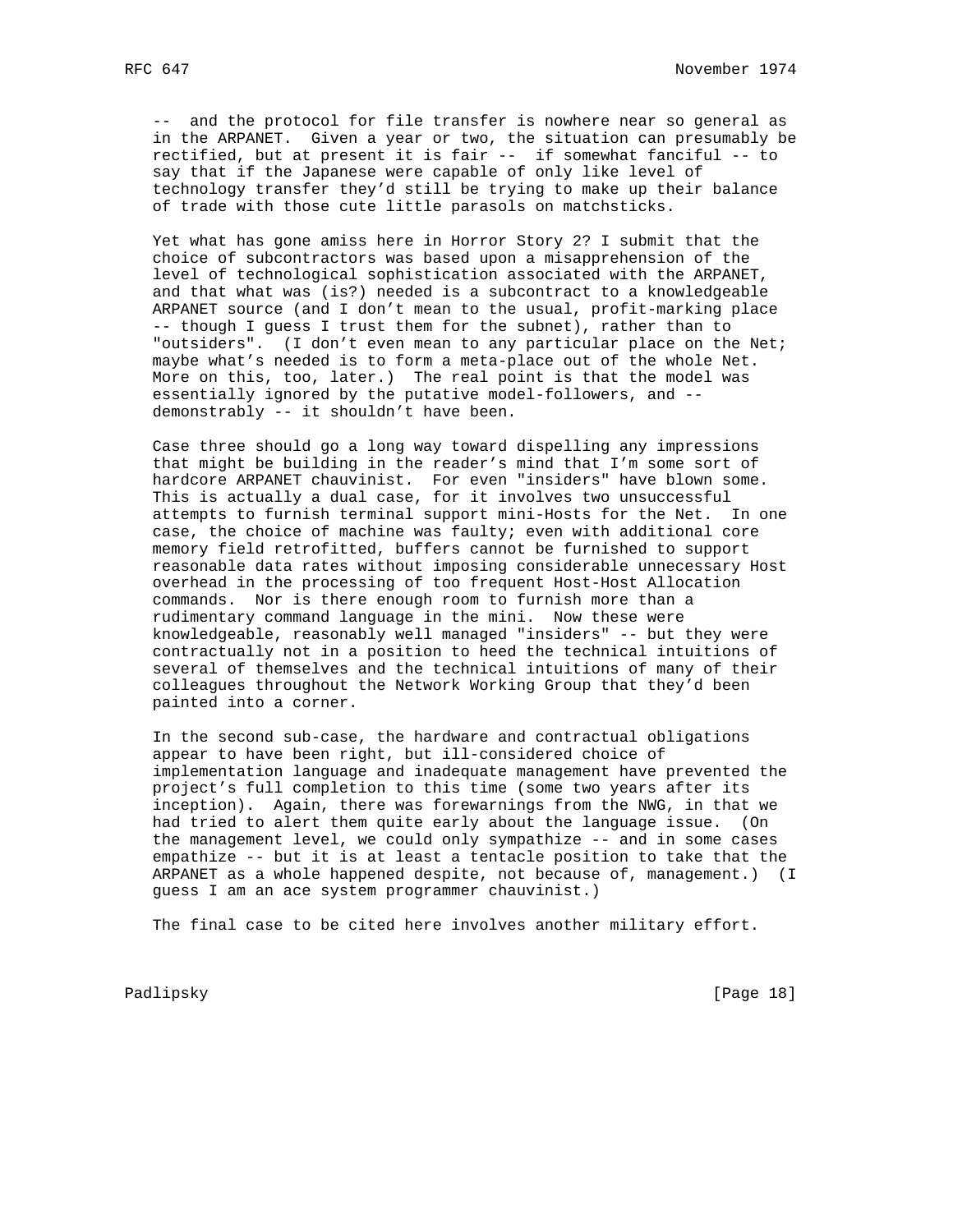-- and the protocol for file transfer is nowhere near so general as in the ARPANET. Given a year or two, the situation can presumably be rectified, but at present it is fair -- if somewhat fanciful -- to say that if the Japanese were capable of only like level of technology transfer they'd still be trying to make up their balance of trade with those cute little parasols on matchsticks.

Yet what has gone amiss here in Horror Story 2? I submit that the choice of subcontractors was based upon a misapprehension of the level of technological sophistication associated with the ARPANET, and that what was (is?) needed is a subcontract to a knowledgeable ARPANET source (and I don't mean to the usual, profit-marking place -- though I guess I trust them for the subnet), rather than to "outsiders". (I don't even mean to any particular place on the Net; maybe what's needed is to form a meta-place out of the whole Net. More on this, too, later.) The real point is that the model was essentially ignored by the putative model-followers, and -- demonstrably -- it shouldn't have been.

Case three should go a long way toward dispelling any impressions that might be building in the reader's mind that I'm some sort of hardcore ARPANET chauvinist. For even "insiders" have blown some. This is actually a dual case, for it involves two unsuccessful attempts to furnish terminal support mini-Hosts for the Net. In one case, the choice of machine was faulty; even with additional core memory field retrofitted, buffers cannot be furnished to support reasonable data rates without imposing considerable unnecessary Host overhead in the processing of too frequent Host-Host Allocation commands. Nor is there enough room to furnish more than a rudimentary command language in the mini. Now these were knowledgeable, reasonably well managed "insiders" -- but they were contractually not in a position to heed the technical intuitions of several of themselves and the technical intuitions of many of their colleagues throughout the Network Working Group that they'd been painted into a corner.

In the second sub-case, the hardware and contractual obligations appear to have been right, but ill-considered choice of implementation language and inadequate management have prevented the project's full completion to this time (some two years after its inception). Again, there was forewarnings from the NWG, in that we had tried to alert them quite early about the language issue. (On the management level, we could only sympathize -- and in some cases empathize -- but it is at least a tentacle position to take that the ARPANET as a whole happened despite, not because of, management.) (I guess I am an ace system programmer chauvinist.)

The final case to be cited here involves another military effort.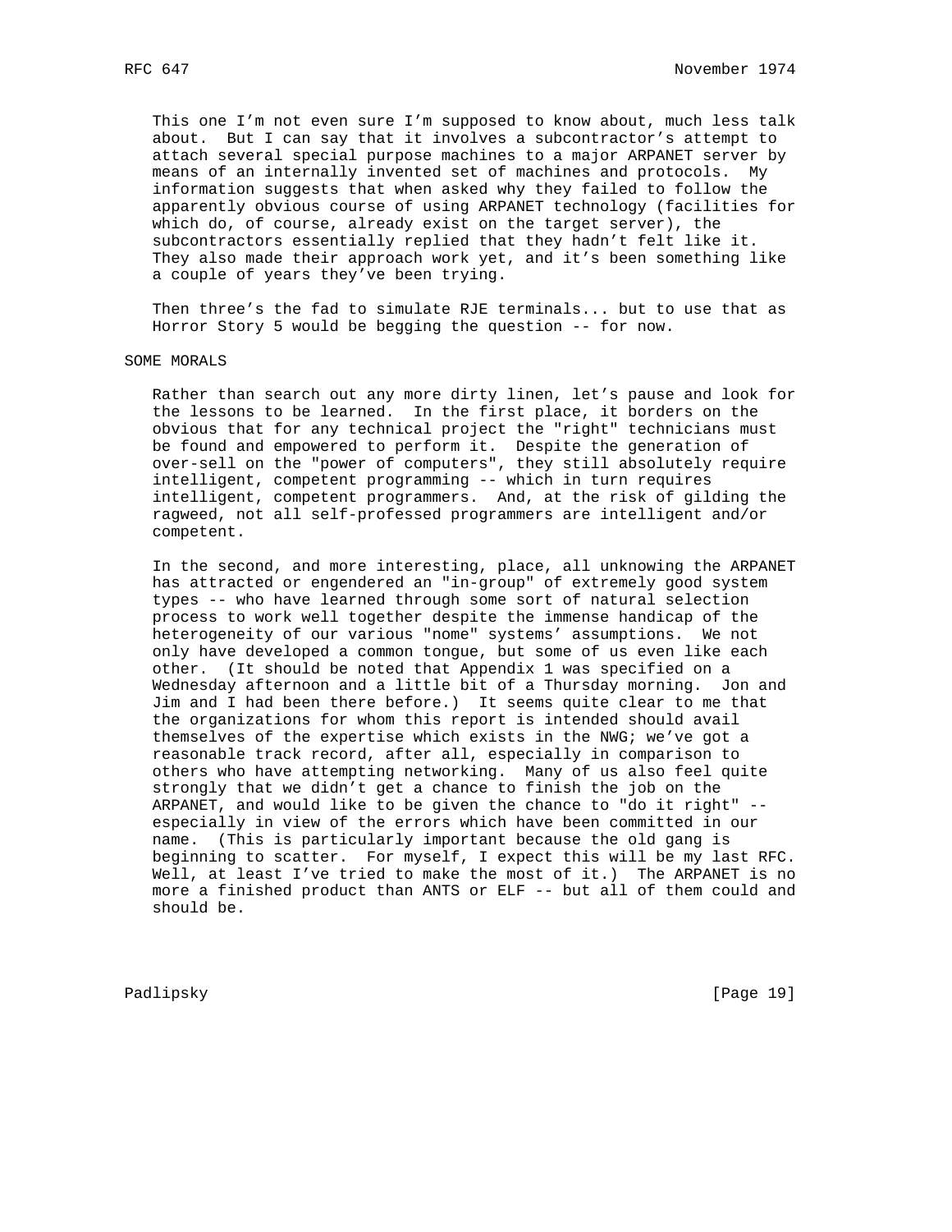This one I'm not even sure I'm supposed to know about, much less talk about. But I can say that it involves a subcontractor's attempt to attach several special purpose machines to a major ARPANET server by means of an internally invented set of machines and protocols. My information suggests that when asked why they failed to follow the apparently obvious course of using ARPANET technology (facilities for which do, of course, already exist on the target server), the subcontractors essentially replied that they hadn't felt like it. They also made their approach work yet, and it's been something like a couple of years they've been trying.

Then three's the fad to simulate RJE terminals... but to use that as Horror Story 5 would be begging the question -- for now.

## SOME MORALS

Rather than search out any more dirty linen, let's pause and look for the lessons to be learned. In the first place, it borders on the obvious that for any technical project the "right" technicians must be found and empowered to perform it. Despite the generation of over-sell on the "power of computers", they still absolutely require intelligent, competent programming -- which in turn requires intelligent, competent programmers. And, at the risk of gilding the ragweed, not all self-professed programmers are intelligent and/or competent.

In the second, and more interesting, place, all unknowing the ARPANET has attracted or engendered an "in-group" of extremely good system types -- who have learned through some sort of natural selection process to work well together despite the immense handicap of the heterogeneity of our various "nome" systems' assumptions. We not only have developed a common tongue, but some of us even like each other. (It should be noted that Appendix 1 was specified on a Wednesday afternoon and a little bit of a Thursday morning. Jon and Jim and I had been there before.) It seems quite clear to me that the organizations for whom this report is intended should avail themselves of the expertise which exists in the NWG; we've got a reasonable track record, after all, especially in comparison to others who have attempting networking. Many of us also feel quite strongly that we didn't get a chance to finish the job on the ARPANET, and would like to be given the chance to "do it right" -- especially in view of the errors which have been committed in our name. (This is particularly important because the old gang is beginning to scatter. For myself, I expect this will be my last RFC. Well, at least I've tried to make the most of it.) The ARPANET is no more a finished product than ANTS or ELF -- but all of them could and should be.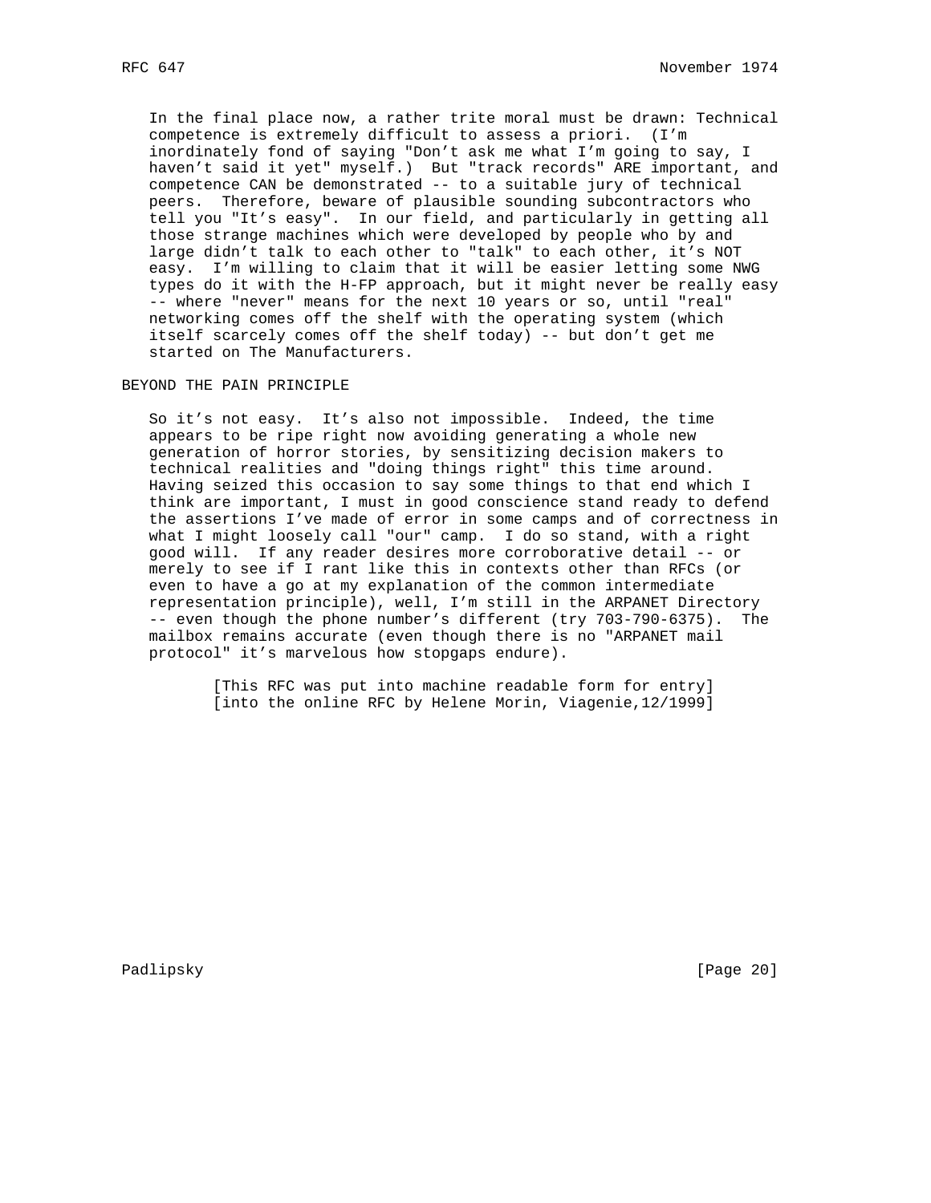In the final place now, a rather trite moral must be drawn: Technical competence is extremely difficult to assess a priori. (I'm inordinately fond of saying "Don't ask me what I'm going to say, I haven't said it yet" myself.) But "track records" ARE important, and competence CAN be demonstrated -- to a suitable jury of technical peers. Therefore, beware of plausible sounding subcontractors who tell you "It's easy". In our field, and particularly in getting all those strange machines which were developed by people who by and large didn't talk to each other to "talk" to each other, it's NOT easy. I'm willing to claim that it will be easier letting some NWG types do it with the H-FP approach, but it might never be really easy -- where "never" means for the next 10 years or so, until "real" networking comes off the shelf with the operating system (which itself scarcely comes off the shelf today) -- but don't get me started on The Manufacturers.

## BEYOND THE PAIN PRINCIPLE

So it's not easy. It's also not impossible. Indeed, the time appears to be ripe right now avoiding generating a whole new generation of horror stories, by sensitizing decision makers to technical realities and "doing things right" this time around. Having seized this occasion to say some things to that end which I think are important, I must in good conscience stand ready to defend the assertions I've made of error in some camps and of correctness in what I might loosely call "our" camp. I do so stand, with a right good will. If any reader desires more corroborative detail -- or merely to see if I rant like this in contexts other than RFCs (or even to have a go at my explanation of the common intermediate representation principle), well, I'm still in the ARPANET Directory -- even though the phone number's different (try 703-790-6375). The mailbox remains accurate (even though there is no "ARPANET mail protocol" it's marvelous how stopgaps endure).

[This RFC was put into machine readable form for entry]
[into the online RFC by Helene Morin, Viagenie,12/1999]